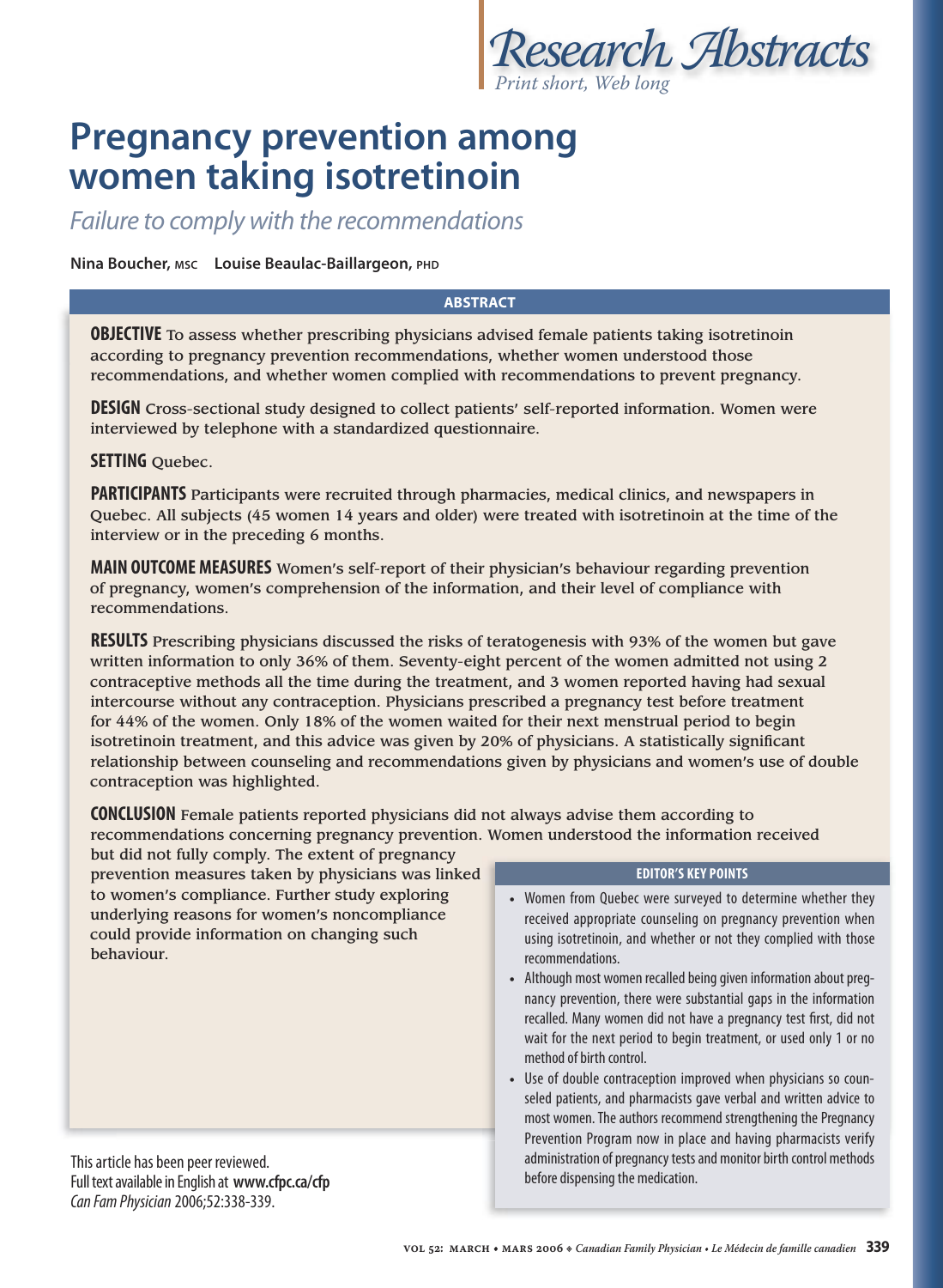Research Abstracts

*Print short, Web long*

# Pregnancy prevention among women taking isotretinoin

*Failure to comply with the recommendations*

**Nina Boucher,** MSC **Louise Beaulac-Baillargeon,** PHD

## ABSTRACT

**OBJECTIVE** To assess whether prescribing physicians advised female patients taking isotretinoin according to pregnancy prevention recommendations, whether women understood those recommendations, and whether women complied with recommendations to prevent pregnancy.

**DESIGN** Cross-sectional study designed to collect patients' self-reported information. Women were interviewed by telephone with a standardized questionnaire.

**SETTING** Quebec.

**PARTICIPANTS** Participants were recruited through pharmacies, medical clinics, and newspapers in Quebec. All subjects (45 women 14 years and older) were treated with isotretinoin at the time of the interview or in the preceding 6 months.

**MAIN OUTCOME MEASURES** Women's self-report of their physician's behaviour regarding prevention of pregnancy, women's comprehension of the information, and their level of compliance with recommendations.

**RESULTS** Prescribing physicians discussed the risks of teratogenesis with 93% of the women but gave written information to only 36% of them. Seventy-eight percent of the women admitted not using 2 contraceptive methods all the time during the treatment, and 3 women reported having had sexual intercourse without any contraception. Physicians prescribed a pregnancy test before treatment for 44% of the women. Only 18% of the women waited for their next menstrual period to begin isotretinoin treatment, and this advice was given by 20% of physicians. A statistically significant relationship between counseling and recommendations given by physicians and women's use of double contraception was highlighted.

**CONCLUSION** Female patients reported physicians did not always advise them according to recommendations concerning pregnancy prevention. Women understood the information received but did not fully comply. The extent of pregnancy prevention measures taken by physicians was linked to women's compliance. Further study exploring underlying reasons for women's noncompliance could provide information on changing such behaviour.

### EDITOR'S KEY POINTS

- Women from Quebec were surveyed to determine whether they received appropriate counseling on pregnancy prevention when using isotretinoin, and whether or not they complied with those recommendations.
- Although most women recalled being given information about pregnancy prevention, there were substantial gaps in the information recalled. Many women did not have a pregnancy test first, did not wait for the next period to begin treatment, or used only 1 or no method of birth control.
- Use of double contraception improved when physicians so counseled patients, and pharmacists gave verbal and written advice to most women. The authors recommend strengthening the Pregnancy Prevention Program now in place and having pharmacists verify administration of pregnancy tests and monitor birth control methods before dispensing the medication.

This article has been peer reviewed.
Full text available in English at **www.cfpc.ca/cfp**
*Can Fam Physician* 2006;52:338-339.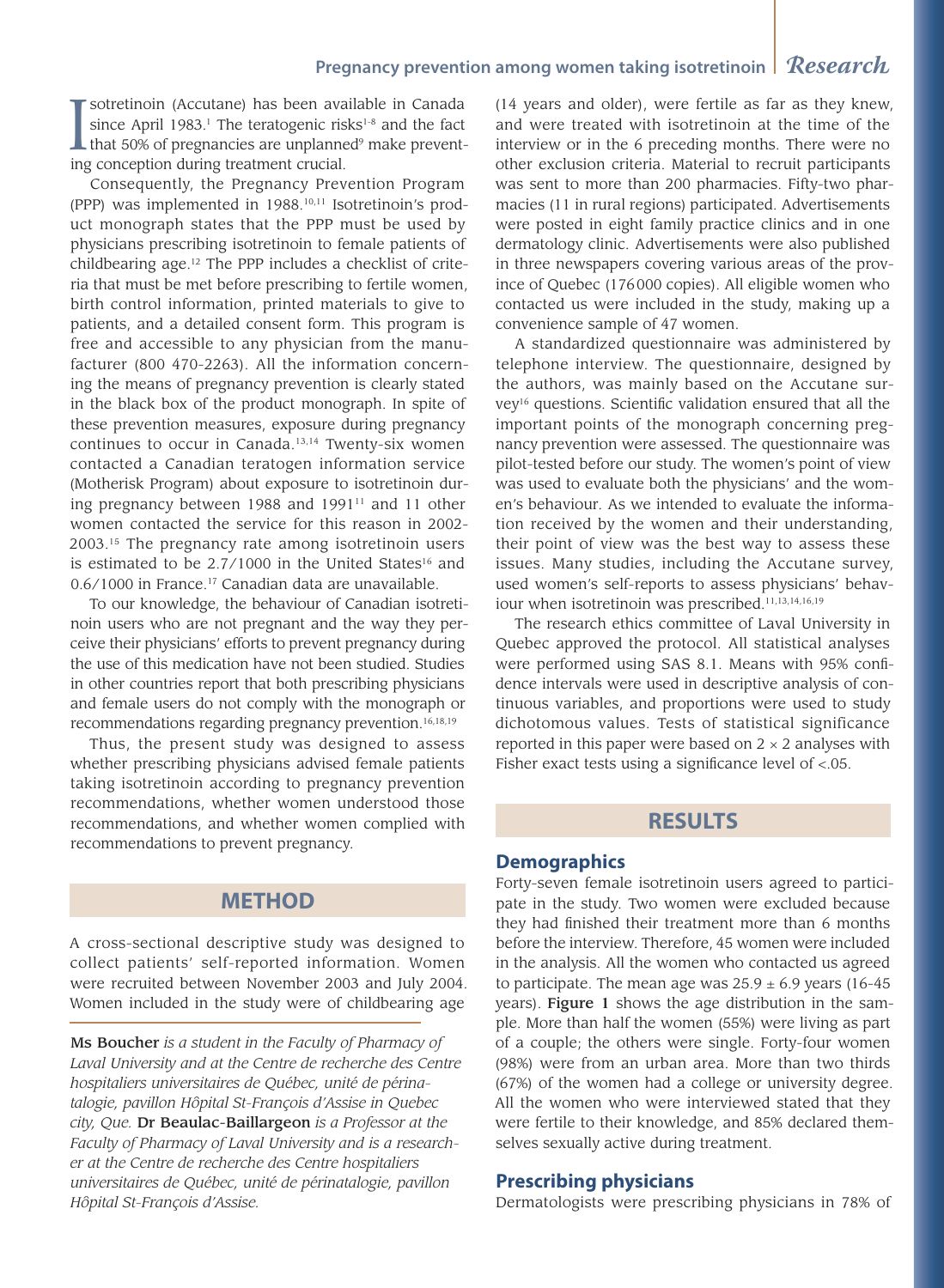Isotretinoin (Accutane) has been available in Canada since April 1983.[1] The teratogenic risks[1-8] and the fact that 50% of pregnancies are unplanned[9] make preventing conception during treatment crucial.

Consequently, the Pregnancy Prevention Program (PPP) was implemented in 1988.[10,11] Isotretinoin's product monograph states that the PPP must be used by physicians prescribing isotretinoin to female patients of childbearing age.[12] The PPP includes a checklist of criteria that must be met before prescribing to fertile women, birth control information, printed materials to give to patients, and a detailed consent form. This program is free and accessible to any physician from the manufacturer (800 470-2263). All the information concerning the means of pregnancy prevention is clearly stated in the black box of the product monograph. In spite of these prevention measures, exposure during pregnancy continues to occur in Canada.[13,14] Twenty-six women contacted a Canadian teratogen information service (Motherisk Program) about exposure to isotretinoin during pregnancy between 1988 and 1991[11] and 11 other women contacted the service for this reason in 2002-2003.[15] The pregnancy rate among isotretinoin users is estimated to be 2.7/1000 in the United States[16] and 0.6/1000 in France.[17] Canadian data are unavailable.

To our knowledge, the behaviour of Canadian isotretinoin users who are not pregnant and the way they perceive their physicians' efforts to prevent pregnancy during the use of this medication have not been studied. Studies in other countries report that both prescribing physicians and female users do not comply with the monograph or recommendations regarding pregnancy prevention.[16,18,19]

Thus, the present study was designed to assess whether prescribing physicians advised female patients taking isotretinoin according to pregnancy prevention recommendations, whether women understood those recommendations, and whether women complied with recommendations to prevent pregnancy.

## METHOD

A cross-sectional descriptive study was designed to collect patients' self-reported information. Women were recruited between November 2003 and July 2004. Women included in the study were of childbearing age (14 years and older), were fertile as far as they knew, and were treated with isotretinoin at the time of the interview or in the 6 preceding months. There were no other exclusion criteria. Material to recruit participants was sent to more than 200 pharmacies. Fifty-two pharmacies (11 in rural regions) participated. Advertisements were posted in eight family practice clinics and in one dermatology clinic. Advertisements were also published in three newspapers covering various areas of the province of Quebec (176 000 copies). All eligible women who contacted us were included in the study, making up a convenience sample of 47 women.

A standardized questionnaire was administered by telephone interview. The questionnaire, designed by the authors, was mainly based on the Accutane survey[16] questions. Scientific validation ensured that all the important points of the monograph concerning pregnancy prevention were assessed. The questionnaire was pilot-tested before our study. The women's point of view was used to evaluate both the physicians' and the women's behaviour. As we intended to evaluate the information received by the women and their understanding, their point of view was the best way to assess these issues. Many studies, including the Accutane survey, used women's self-reports to assess physicians' behaviour when isotretinoin was prescribed.[11,13,14,16,19]

The research ethics committee of Laval University in Quebec approved the protocol. All statistical analyses were performed using SAS 8.1. Means with 95% confidence intervals were used in descriptive analysis of continuous variables, and proportions were used to study dichotomous values. Tests of statistical significance reported in this paper were based on $2 \times 2$ analyses with Fisher exact tests using a significance level of $<.05$.

**Ms Boucher** *is a student in the Faculty of Pharmacy of Laval University and at the Centre de recherche des Centre hospitaliers universitaires de Québec, unité de périnatalogie, pavillon Hôpital St-François d'Assise in Quebec city, Que.* **Dr Beaulac-Baillargeon** *is a Professor at the Faculty of Pharmacy of Laval University and is a researcher at the Centre de recherche des Centre hospitaliers universitaires de Québec, unité de périnatalogie, pavillon Hôpital St-François d'Assise.*

## RESULTS

### Demographics

Forty-seven female isotretinoin users agreed to participate in the study. Two women were excluded because they had finished their treatment more than 6 months before the interview. Therefore, 45 women were included in the analysis. All the women who contacted us agreed to participate. The mean age was $25.9 \pm 6.9$ years (16-45 years). **Figure 1** shows the age distribution in the sample. More than half the women (55%) were living as part of a couple; the others were single. Forty-four women (98%) were from an urban area. More than two thirds (67%) of the women had a college or university degree. All the women who were interviewed stated that they were fertile to their knowledge, and 85% declared themselves sexually active during treatment.

### Prescribing physicians

Dermatologists were prescribing physicians in 78% of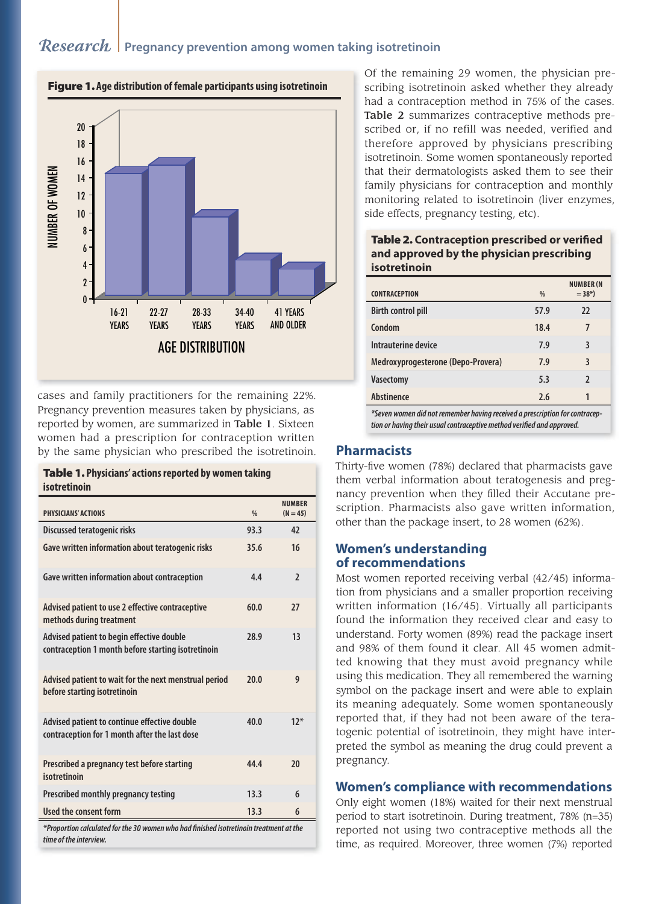**Figure 1.** Age distribution of female participants using isotretinoin

NUMBER OF WOMEN

20
18
16
14
12
10
8
6
4
2
0

16-21 YEARS
22-27 YEARS
28-33 YEARS
34-40 YEARS
41 YEARS AND OLDER

AGE DISTRIBUTION

cases and family practitioners for the remaining 22%. Pregnancy prevention measures taken by physicians, as reported by women, are summarized in **Table 1**. Sixteen women had a prescription for contraception written by the same physician who prescribed the isotretinoin.

**Table 1.** Physicians' actions reported by women taking isotretinoin

| PHYSICIANS' ACTIONS | % | NUMBER (N = 45) |
|---|---|---|
| Discussed teratogenic risks | 93.3 | 42 |
| Gave written information about teratogenic risks | 35.6 | 16 |
| Gave written information about contraception | 4.4 | 2 |
| Advised patient to use 2 effective contraceptive methods during treatment | 60.0 | 27 |
| Advised patient to begin effective double contraception 1 month before starting isotretinoin | 28.9 | 13 |
| Advised patient to wait for the next menstrual period before starting isotretinoin | 20.0 | 9 |
| Advised patient to continue effective double contraception for 1 month after the last dose | 40.0 | 12* |
| Prescribed a pregnancy test before starting isotretinoin | 44.4 | 20 |
| Prescribed monthly pregnancy testing | 13.3 | 6 |
| Used the consent form | 13.3 | 6 |

*Proportion calculated for the 30 women who had finished isotretinoin treatment at the time of the interview.*

Of the remaining 29 women, the physician prescribing isotretinoin asked whether they already had a contraception method in 75% of the cases. **Table 2** summarizes contraceptive methods prescribed or, if no refill was needed, verified and therefore approved by physicians prescribing isotretinoin. Some women spontaneously reported that their dermatologists asked them to see their family physicians for contraception and monthly monitoring related to isotretinoin (liver enzymes, side effects, pregnancy testing, etc).

**Table 2.** Contraception prescribed or verified and approved by the physician prescribing isotretinoin

| CONTRACEPTION | % | NUMBER (N = 38*) |
|---|---|---|
| Birth control pill | 57.9 | 22 |
| Condom | 18.4 | 7 |
| Intrauterine device | 7.9 | 3 |
| Medroxyprogesterone (Depo-Provera) | 7.9 | 3 |
| Vasectomy | 5.3 | 2 |
| Abstinence | 2.6 | 1 |

*Seven women did not remember having received a prescription for contraception or having their usual contraceptive method verified and approved.*

## Pharmacists

Thirty-five women (78%) declared that pharmacists gave them verbal information about teratogenesis and pregnancy prevention when they filled their Accutane prescription. Pharmacists also gave written information, other than the package insert, to 28 women (62%).

## Women's understanding of recommendations

Most women reported receiving verbal (42/45) information from physicians and a smaller proportion receiving written information (16/45). Virtually all participants found the information they received clear and easy to understand. Forty women (89%) read the package insert and 98% of them found it clear. All 45 women admitted knowing that they must avoid pregnancy while using this medication. They all remembered the warning symbol on the package insert and were able to explain its meaning adequately. Some women spontaneously reported that, if they had not been aware of the teratogenic potential of isotretinoin, they might have interpreted the symbol as meaning the drug could prevent a pregnancy.

## Women's compliance with recommendations

Only eight women (18%) waited for their next menstrual period to start isotretinoin. During treatment, 78% (n=35) reported not using two contraceptive methods all the time, as required. Moreover, three women (7%) reported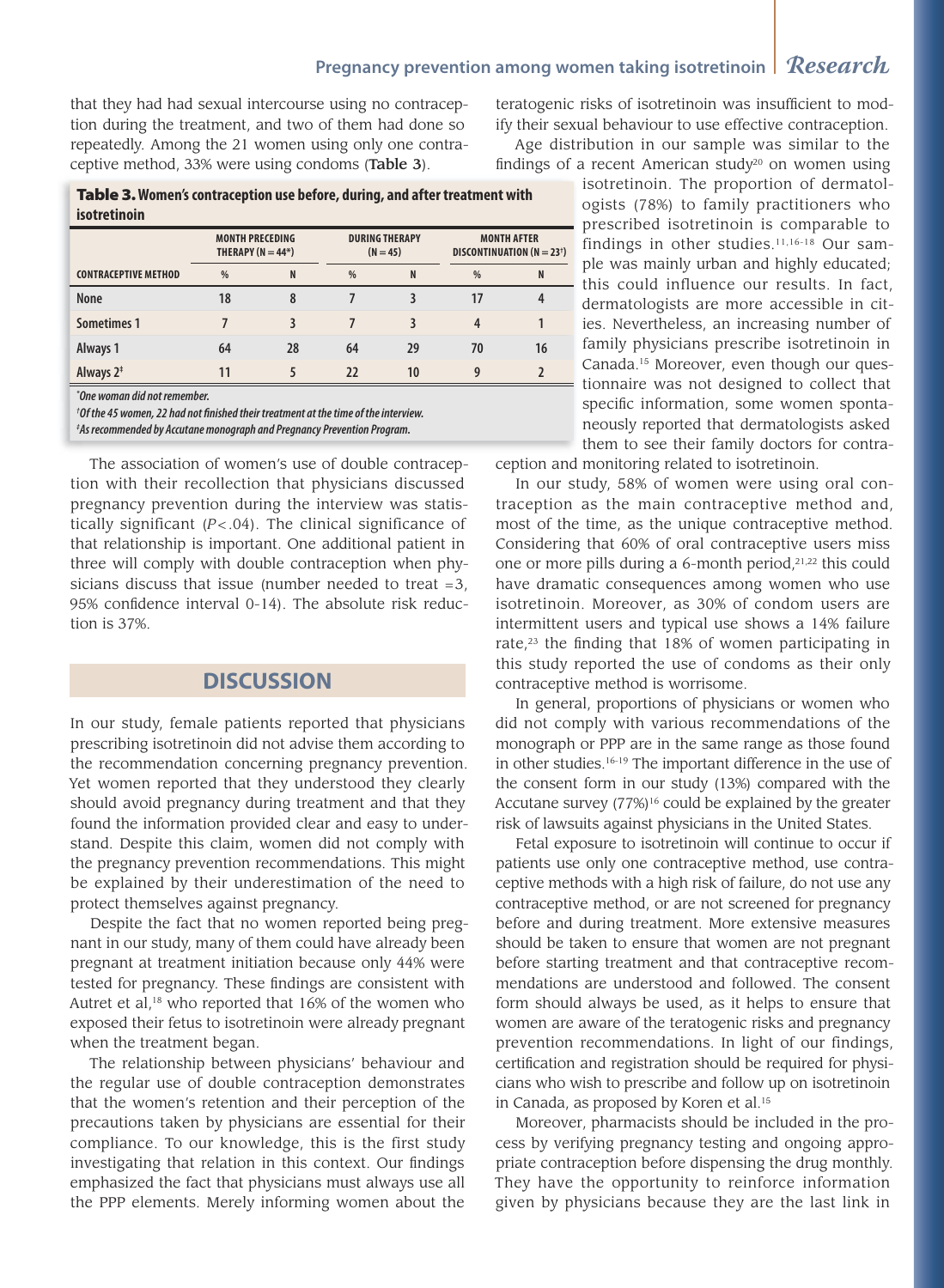that they had had sexual intercourse using no contraception during the treatment, and two of them had done so repeatedly. Among the 21 women using only one contraceptive method, 33% were using condoms (**Table 3**).

**Table 3. Women's contraception use before, during, and after treatment with isotretinoin**

| | MONTH PRECEDING THERAPY (N = 44*) | | DURING THERAPY (N = 45) | | MONTH AFTER DISCONTINUATION (N = 23†) | |
|---|---|---|---|---|---|---|
| CONTRACEPTIVE METHOD | % | N | % | N | % | N |
| None | 18 | 8 | 7 | 3 | 17 | 4 |
| Sometimes 1 | 7 | 3 | 7 | 3 | 4 | 1 |
| Always 1 | 64 | 28 | 64 | 29 | 70 | 16 |
| Always 2‡ | 11 | 5 | 22 | 10 | 9 | 2 |

*One woman did not remember.
†Of the 45 women, 22 had not finished their treatment at the time of the interview.
‡As recommended by Accutane monograph and Pregnancy Prevention Program.

The association of women's use of double contraception with their recollection that physicians discussed pregnancy prevention during the interview was statistically significant ($P<.04$). The clinical significance of that relationship is important. One additional patient in three will comply with double contraception when physicians discuss that issue (number needed to treat =3, 95% confidence interval 0-14). The absolute risk reduction is 37%.

## DISCUSSION

In our study, female patients reported that physicians prescribing isotretinoin did not advise them according to the recommendation concerning pregnancy prevention. Yet women reported that they understood they clearly should avoid pregnancy during treatment and that they found the information provided clear and easy to understand. Despite this claim, women did not comply with the pregnancy prevention recommendations. This might be explained by their underestimation of the need to protect themselves against pregnancy.

Despite the fact that no women reported being pregnant in our study, many of them could have already been pregnant at treatment initiation because only 44% were tested for pregnancy. These findings are consistent with Autret et al,[18] who reported that 16% of the women who exposed their fetus to isotretinoin were already pregnant when the treatment began.

The relationship between physicians' behaviour and the regular use of double contraception demonstrates that the women's retention and their perception of the precautions taken by physicians are essential for their compliance. To our knowledge, this is the first study investigating that relation in this context. Our findings emphasized the fact that physicians must always use all the PPP elements. Merely informing women about the teratogenic risks of isotretinoin was insufficient to modify their sexual behaviour to use effective contraception.

Age distribution in our sample was similar to the findings of a recent American study[20] on women using isotretinoin. The proportion of dermatologists (78%) to family practitioners who prescribed isotretinoin is comparable to findings in other studies.[11,16-18] Our sample was mainly urban and highly educated; this could influence our results. In fact, dermatologists are more accessible in cities. Nevertheless, an increasing number of family physicians prescribe isotretinoin in Canada.[15] Moreover, even though our questionnaire was not designed to collect that specific information, some women spontaneously reported that dermatologists asked them to see their family doctors for contraception and monitoring related to isotretinoin.

In our study, 58% of women were using oral contraception as the main contraceptive method and, most of the time, as the unique contraceptive method. Considering that 60% of oral contraceptive users miss one or more pills during a 6-month period,[21,22] this could have dramatic consequences among women who use isotretinoin. Moreover, as 30% of condom users are intermittent users and typical use shows a 14% failure rate,[23] the finding that 18% of women participating in this study reported the use of condoms as their only contraceptive method is worrisome.

In general, proportions of physicians or women who did not comply with various recommendations of the monograph or PPP are in the same range as those found in other studies.[16-19] The important difference in the use of the consent form in our study (13%) compared with the Accutane survey (77%)[16] could be explained by the greater risk of lawsuits against physicians in the United States.

Fetal exposure to isotretinoin will continue to occur if patients use only one contraceptive method, use contraceptive methods with a high risk of failure, do not use any contraceptive method, or are not screened for pregnancy before and during treatment. More extensive measures should be taken to ensure that women are not pregnant before starting treatment and that contraceptive recommendations are understood and followed. The consent form should always be used, as it helps to ensure that women are aware of the teratogenic risks and pregnancy prevention recommendations. In light of our findings, certification and registration should be required for physicians who wish to prescribe and follow up on isotretinoin in Canada, as proposed by Koren et al.[15]

Moreover, pharmacists should be included in the process by verifying pregnancy testing and ongoing appropriate contraception before dispensing the drug monthly. They have the opportunity to reinforce information given by physicians because they are the last link in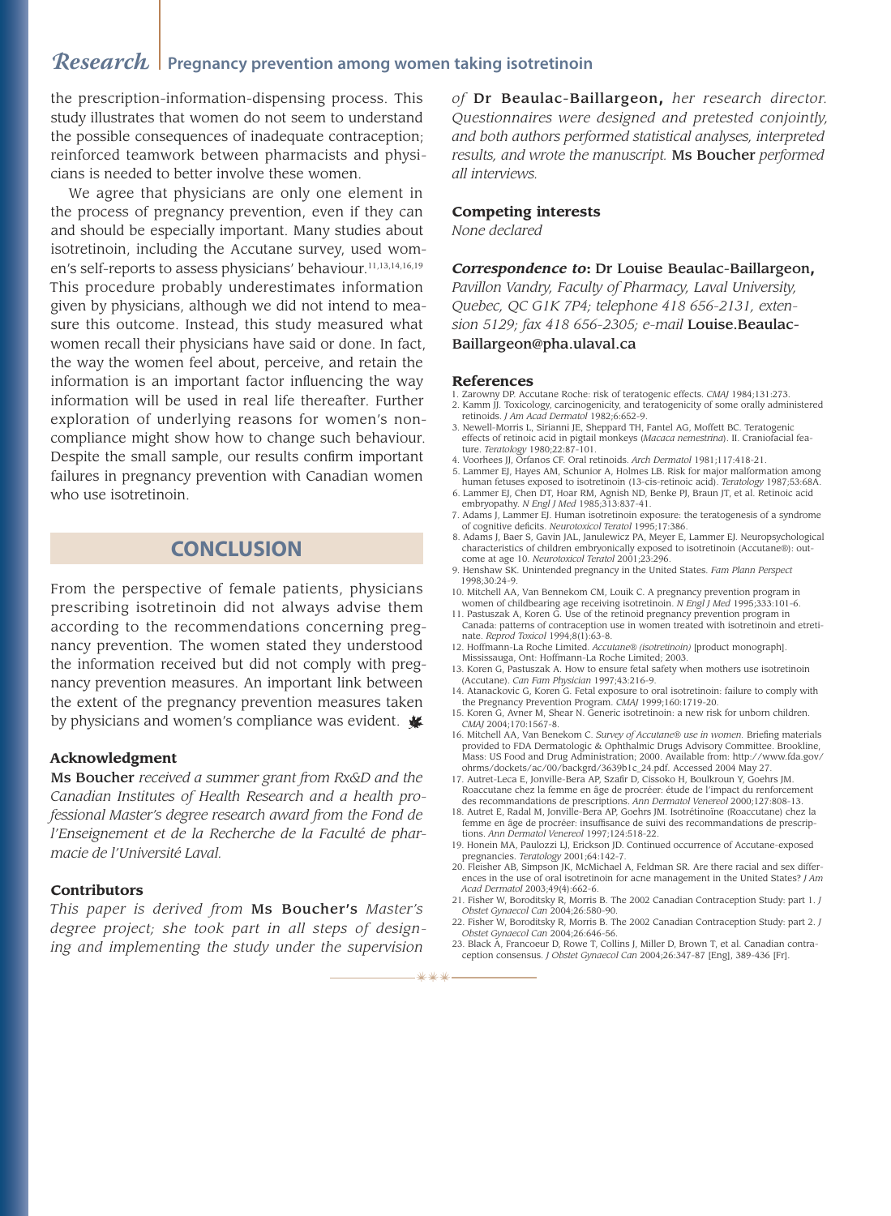the prescription-information-dispensing process. This study illustrates that women do not seem to understand the possible consequences of inadequate contraception; reinforced teamwork between pharmacists and physicians is needed to better involve these women.

We agree that physicians are only one element in the process of pregnancy prevention, even if they can and should be especially important. Many studies about isotretinoin, including the Accutane survey, used women's self-reports to assess physicians' behaviour.[11,13,14,16,19] This procedure probably underestimates information given by physicians, although we did not intend to measure this outcome. Instead, this study measured what women recall their physicians have said or done. In fact, the way the women feel about, perceive, and retain the information is an important factor influencing the way information will be used in real life thereafter. Further exploration of underlying reasons for women's noncompliance might show how to change such behaviour. Despite the small sample, our results confirm important failures in pregnancy prevention with Canadian women who use isotretinoin.

## CONCLUSION

From the perspective of female patients, physicians prescribing isotretinoin did not always advise them according to the recommendations concerning pregnancy prevention. The women stated they understood the information received but did not comply with pregnancy prevention measures. An important link between the extent of the pregnancy prevention measures taken by physicians and women's compliance was evident.

### Acknowledgment

**Ms Boucher** *received a summer grant from Rx&D and the Canadian Institutes of Health Research and a health professional Master's degree research award from the Fond de l'Enseignement et de la Recherche de la Faculté de pharmacie de l'Université Laval.*

### Contributors

*This paper is derived from* **Ms Boucher's** *Master's degree project; she took part in all steps of designing and implementing the study under the supervision of* **Dr Beaulac-Baillargeon,** *her research director. Questionnaires were designed and pretested conjointly, and both authors performed statistical analyses, interpreted results, and wrote the manuscript.* **Ms Boucher** *performed all interviews.*

### Competing interests

*None declared*

***Correspondence to*: Dr Louise Beaulac-Baillargeon,** *Pavillon Vandry, Faculty of Pharmacy, Laval University, Quebec, QC G1K 7P4; telephone 418 656-2131, extension 5129; fax 418 656-2305; e-mail* **Louise.Beaulac-Baillargeon@pha.ulaval.ca**

### References

1. Zarowny DP. Accutane Roche: risk of teratogenic effects. *CMAJ* 1984;131:273.
2. Kamm JJ. Toxicology, carcinogenicity, and teratogenicity of some orally administered retinoids. *J Am Acad Dermatol* 1982;6:652-9.
3. Newell-Morris L, Sirianni JE, Sheppard TH, Fantel AG, Moffett BC. Teratogenic effects of retinoic acid in pigtail monkeys (*Macaca nemestrina*). II. Craniofacial features. *Teratology* 1980;22:87-101.
4. Voorhees JJ, Orfanos CF. Oral retinoids. *Arch Dermatol* 1981;117:418-21.
5. Lammer EJ, Hayes AM, Schunior A, Holmes LB. Risk for major malformation among human fetuses exposed to isotretinoin (13-cis-retinoic acid). *Teratology* 1987;53:68A.
6. Lammer EJ, Chen DT, Hoar RM, Agnish ND, Benke PJ, Braun JT, et al. Retinoic acid embryopathy. *N Engl J Med* 1985;313:837-41.
7. Adams J, Lammer EJ. Human isotretinoin exposure: the teratogenesis of a syndrome of cognitive deficits. *Neurotoxicol Teratol* 1995;17:386.
8. Adams J, Baer S, Gavin JAL, Janulewicz PA, Meyer E, Lammer EJ. Neuropsychological characteristics of children embryonically exposed to isotretinoin (Accutane®): outcome at age 10. *Neurotoxicol Teratol* 2001;23:296.
9. Henshaw SK. Unintended pregnancy in the United States. *Fam Plann Perspect* 1998;30:24-9.
10. Mitchell AA, Van Bennekom CM, Louik C. A pregnancy prevention program in women of childbearing age receiving isotretinoin. *N Engl J Med* 1995;333:101-6.
11. Pastuszak A, Koren G. Use of the retinoid pregnancy prevention program in Canada: patterns of contraception use in women treated with isotretinoin and etretinate. *Reprod Toxicol* 1994;8(1):63-8.
12. Hoffmann-La Roche Limited. *Accutane® (isotretinoin)* [product monograph]. Mississauga, Ont: Hoffmann-La Roche Limited; 2003.
13. Koren G, Pastuszak A. How to ensure fetal safety when mothers use isotretinoin (Accutane). *Can Fam Physician* 1997;43:216-9.
14. Atanackovic G, Koren G. Fetal exposure to oral isotretinoin: failure to comply with the Pregnancy Prevention Program. *CMAJ* 1999;160:1719-20.
15. Koren G, Avner M, Shear N. Generic isotretinoin: a new risk for unborn children. *CMAJ* 2004;170:1567-8.
16. Mitchell AA, Van Benekom C. *Survey of Accutane® use in women.* Briefing materials provided to FDA Dermatologic & Ophthalmic Drugs Advisory Committee. Brookline, Mass: US Food and Drug Administration; 2000. Available from: http://www.fda.gov/ohrms/dockets/ac/00/backgrd/3639b1c_24.pdf. Accessed 2004 May 27.
17. Autret-Leca E, Jonville-Bera AP, Szafir D, Cissoko H, Boulkroun Y, Goehrs JM. Roaccutane chez la femme en âge de procréer: étude de l'impact du renforcement des recommandations de prescriptions. *Ann Dermatol Venereol* 2000;127:808-13.
18. Autret E, Radal M, Jonville-Bera AP, Goehrs JM. Isotrétinoïne (Roaccutane) chez la femme en âge de procréer: insuffisance de suivi des recommandations de prescriptions. *Ann Dermatol Venereol* 1997;124:518-22.
19. Honein MA, Paulozzi LJ, Erickson JD. Continued occurrence of Accutane-exposed pregnancies. *Teratology* 2001;64:142-7.
20. Fleisher AB, Simpson JK, McMichael A, Feldman SR. Are there racial and sex differences in the use of oral isotretinoin for acne management in the United States? *J Am Acad Dermatol* 2003;49(4):662-6.
21. Fisher W, Boroditsky R, Morris B. The 2002 Canadian Contraception Study: part 1. *J Obstet Gynaecol Can* 2004;26:580-90.
22. Fisher W, Boroditsky R, Morris B. The 2002 Canadian Contraception Study: part 2. *J Obstet Gynaecol Can* 2004;26:646-56.
23. Black A, Francoeur D, Rowe T, Collins J, Miller D, Brown T, et al. Canadian contraception consensus. *J Obstet Gynaecol Can* 2004;26:347-87 [Eng], 389-436 [Fr].